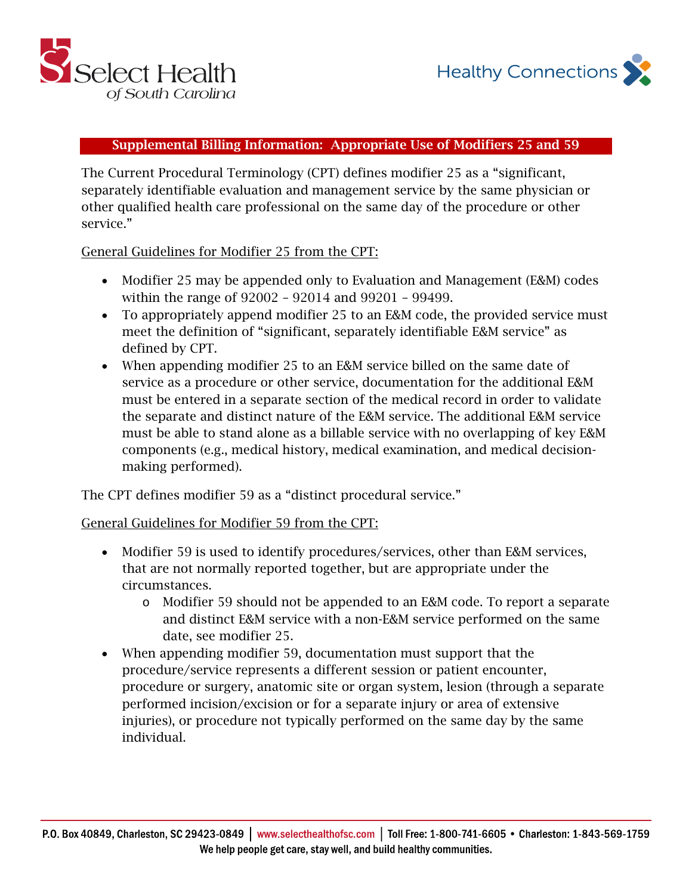## Supplemental Billing Information: Appropriate Use of Modifiers 25 and 59

The Current Procedural Terminology (CPT) defines modifier 25 as a "significant, separately identifiable evaluation and management service by the same physician or other qualified health care professional on the same day of the procedure or other service."

General Guidelines for Modifier 25 from the CPT:

- Modifier 25 may be appended only to Evaluation and Management (E&M) codes within the range of 92002 – 92014 and 99201 – 99499.
- To appropriately append modifier 25 to an E&M code, the provided service must meet the definition of "significant, separately identifiable E&M service" as defined by CPT.
- When appending modifier 25 to an E&M service billed on the same date of service as a procedure or other service, documentation for the additional E&M must be entered in a separate section of the medical record in order to validate the separate and distinct nature of the E&M service. The additional E&M service must be able to stand alone as a billable service with no overlapping of key E&M components (e.g., medical history, medical examination, and medical decision-making performed).

The CPT defines modifier 59 as a "distinct procedural service."

General Guidelines for Modifier 59 from the CPT:

- Modifier 59 is used to identify procedures/services, other than E&M services, that are not normally reported together, but are appropriate under the circumstances.
  - Modifier 59 should not be appended to an E&M code. To report a separate and distinct E&M service with a non-E&M service performed on the same date, see modifier 25.
- When appending modifier 59, documentation must support that the procedure/service represents a different session or patient encounter, procedure or surgery, anatomic site or organ system, lesion (through a separate performed incision/excision or for a separate injury or area of extensive injuries), or procedure not typically performed on the same day by the same individual.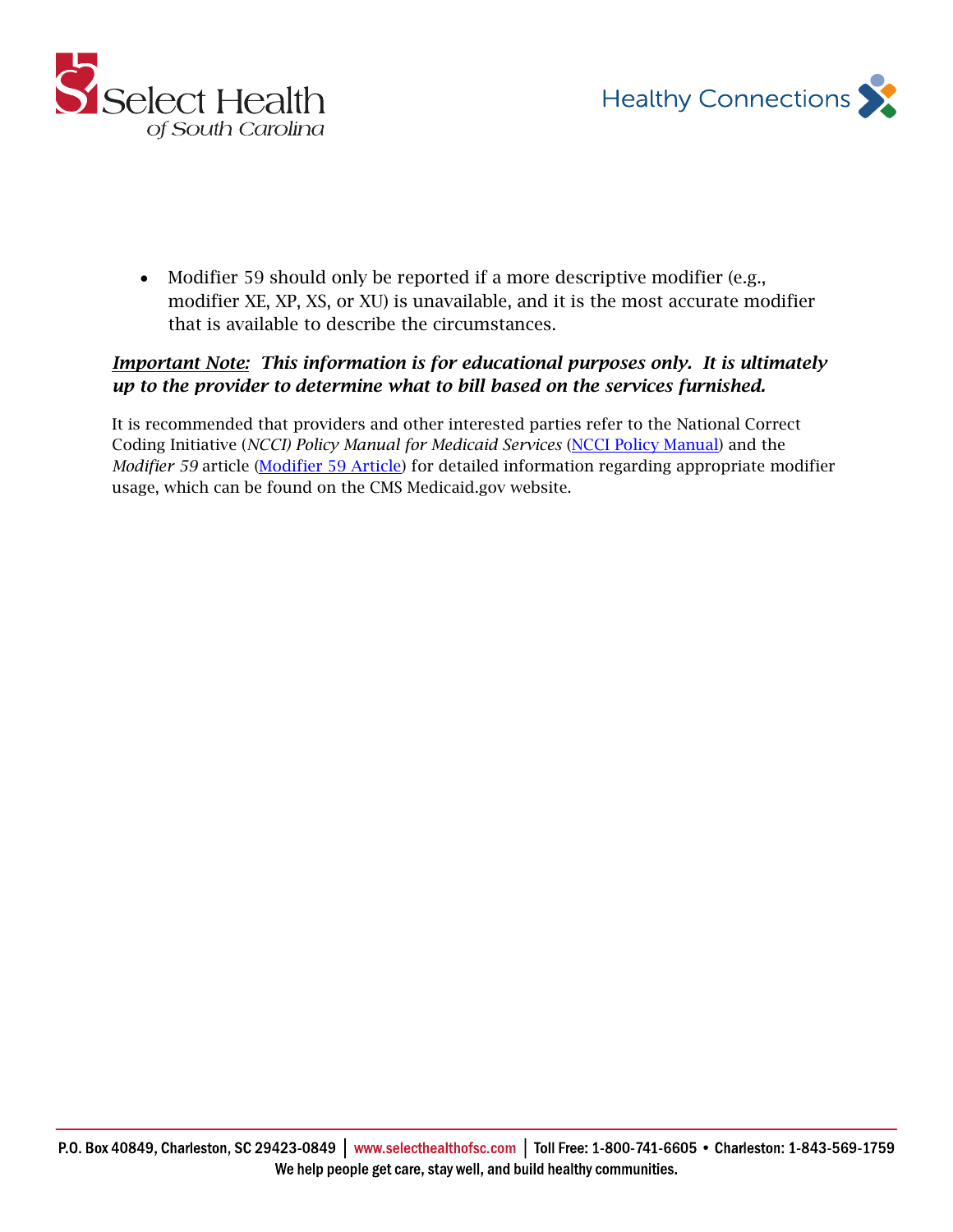- Modifier 59 should only be reported if a more descriptive modifier (e.g., modifier XE, XP, XS, or XU) is unavailable, and it is the most accurate modifier that is available to describe the circumstances.

***Important Note:*** ***This information is for educational purposes only. It is ultimately up to the provider to determine what to bill based on the services furnished.***

It is recommended that providers and other interested parties refer to the National Correct Coding Initiative (*NCCI) Policy Manual for Medicaid Services* (NCCI Policy Manual) and the *Modifier 59* article (Modifier 59 Article) for detailed information regarding appropriate modifier usage, which can be found on the CMS Medicaid.gov website.